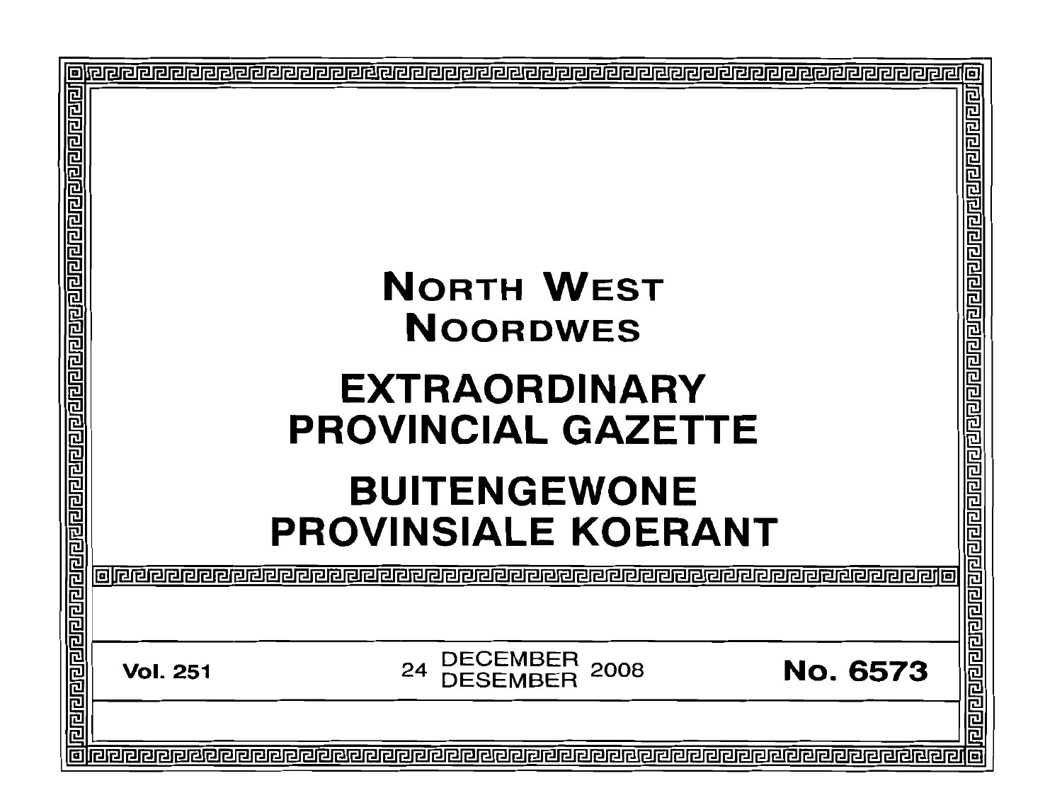# NORTH WEST
# NOORDWES

# EXTRAORDINARY PROVINCIAL GAZETTE

# BUITENGEWONE PROVINSIALE KOERANT

**Vol. 251** 24 DECEMBER / DESEMBER 2008 **No. 6573**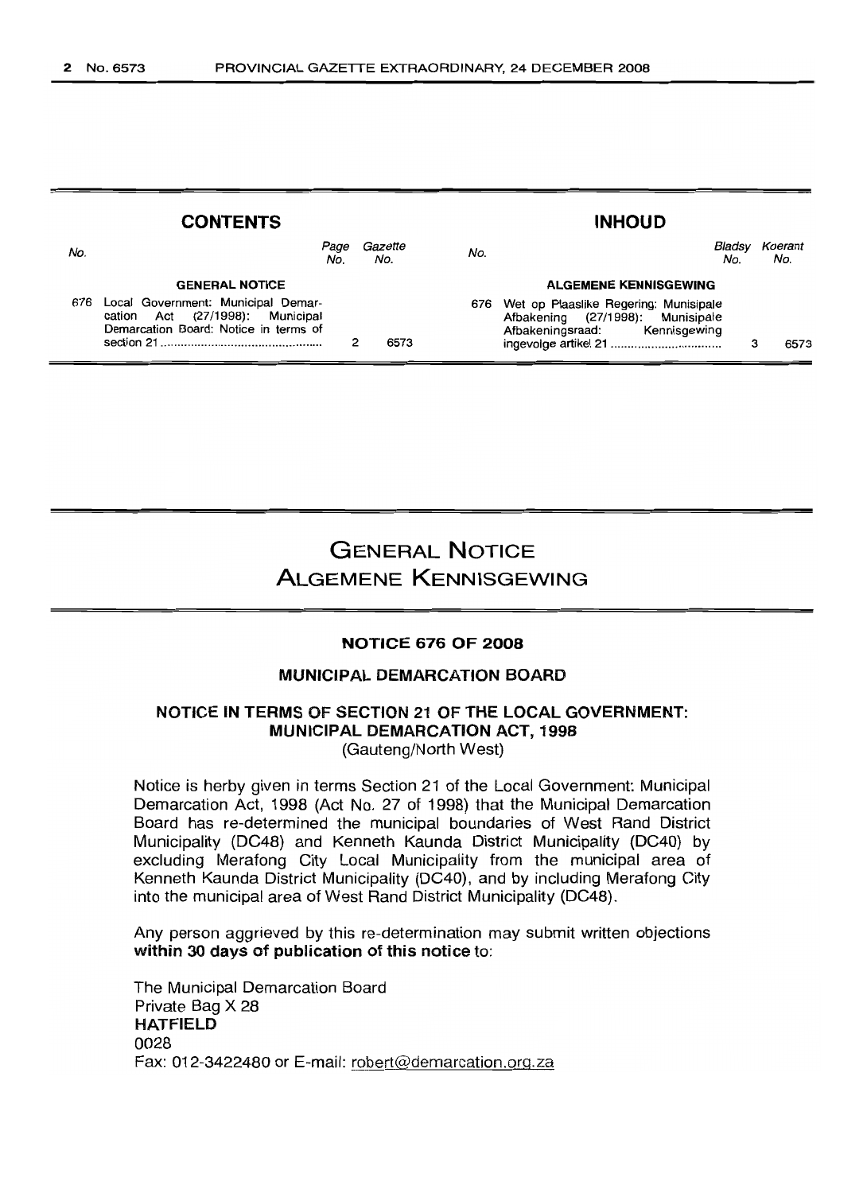## CONTENTS

| No. | | Page No. | Gazette No. |
|---|---|---|---|
| | **GENERAL NOTICE** | | |
| 676 | Local Government: Municipal Demarcation Act (27/1998): Municipal Demarcation Board: Notice in terms of section 21 | 2 | 6573 |

## INHOUD

| No. | | Bladsy No. | Koerant No. |
|---|---|---|---|
| | **ALGEMENE KENNISGEWING** | | |
| 676 | Wet op Plaaslike Regering: Munisipale Afbakening (27/1998): Munisipale Afbakeningsraad: Kennisgewing ingevolge artikel 21 | 3 | 6573 |

# GENERAL NOTICE
# ALGEMENE KENNISGEWING

### NOTICE 676 OF 2008

### MUNICIPAL DEMARCATION BOARD

### NOTICE IN TERMS OF SECTION 21 OF THE LOCAL GOVERNMENT: MUNICIPAL DEMARCATION ACT, 1998

(Gauteng/North West)

Notice is herby given in terms Section 21 of the Local Government: Municipal Demarcation Act, 1998 (Act No. 27 of 1998) that the Municipal Demarcation Board has re-determined the municipal boundaries of West Rand District Municipality (DC48) and Kenneth Kaunda District Municipality (DC40) by excluding Merafong City Local Municipality from the municipal area of Kenneth Kaunda District Municipality (DC40), and by including Merafong City into the municipal area of West Rand District Municipality (DC48).

Any person aggrieved by this re-determination may submit written objections **within 30 days of publication of this notice** to:

The Municipal Demarcation Board
Private Bag X 28
**HATFIELD**
0028
Fax: 012-3422480 or E-mail: robert@demarcation.org.za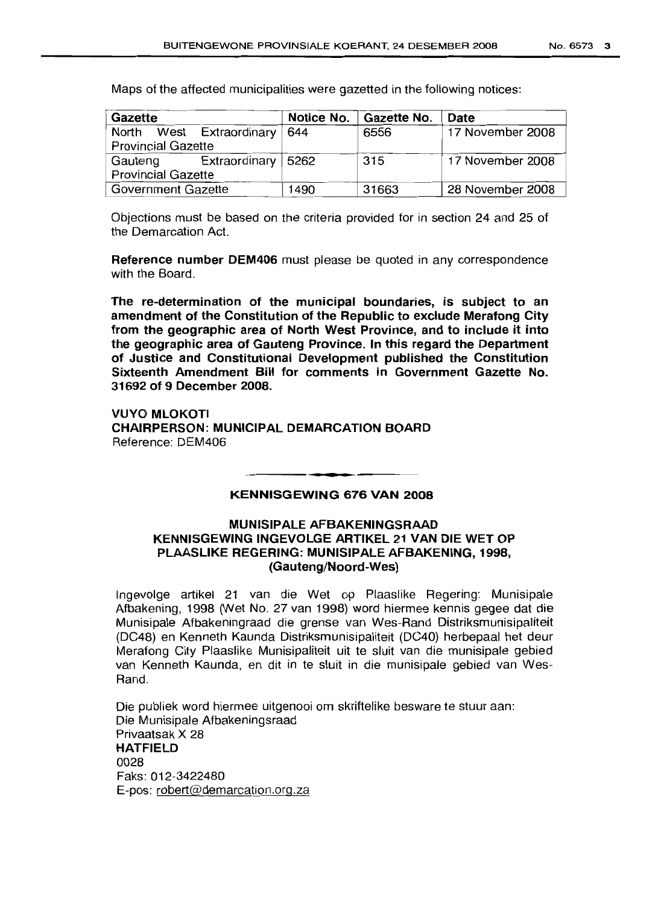Maps of the affected municipalities were gazetted in the following notices:

| Gazette | Notice No. | Gazette No. | Date |
|---|---|---|---|
| North West Extraordinary Provincial Gazette | 644 | 6556 | 17 November 2008 |
| Gauteng Extraordinary Provincial Gazette | 5262 | 315 | 17 November 2008 |
| Government Gazette | 1490 | 31663 | 28 November 2008 |

Objections must be based on the criteria provided for in section 24 and 25 of the Demarcation Act.

**Reference number DEM406** must please be quoted in any correspondence with the Board.

**The re-determination of the municipal boundaries, is subject to an amendment of the Constitution of the Republic to exclude Merafong City from the geographic area of North West Province, and to include it into the geographic area of Gauteng Province. In this regard the Department of Justice and Constitutional Development published the Constitution Sixteenth Amendment Bill for comments in Government Gazette No. 31692 of 9 December 2008.**

**VUYO MLOKOTI**
**CHAIRPERSON: MUNICIPAL DEMARCATION BOARD**
Reference: DEM406

---

## KENNISGEWING 676 VAN 2008

### MUNISIPALE AFBAKENINGSRAAD KENNISGEWING INGEVOLGE ARTIKEL 21 VAN DIE WET OP PLAASLIKE REGERING: MUNISIPALE AFBAKENING, 1998, (Gauteng/Noord-Wes)

Ingevolge artikel 21 van die Wet op Plaaslike Regering: Munisipale Afbakening, 1998 (Wet No. 27 van 1998) word hiermee kennis gegee dat die Munisipale Afbakeningraad die grense van Wes-Rand Distriksmunisipaliteit (DC48) en Kenneth Kaunda Distriksmunisipaliteit (DC40) herbepaal het deur Merafong City Plaaslike Munisipaliteit uit te sluit van die munisipale gebied van Kenneth Kaunda, en dit in te sluit in die munisipale gebied van Wes-Rand.

Die publiek word hiermee uitgenooi om skriftelike besware te stuur aan:
Die Munisipale Afbakeningsraad
Privaatsak X 28
**HATFIELD**
0028
Faks: 012-3422480
E-pos: robert@demarcation.org.za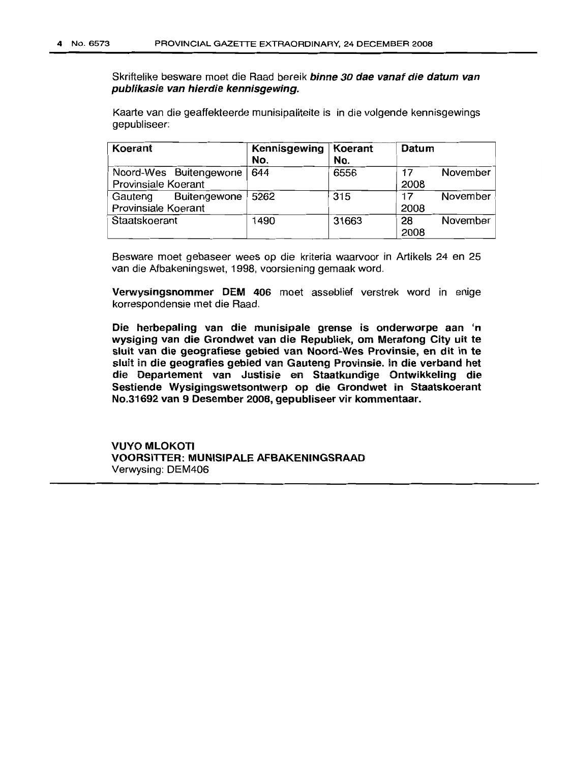Skriftelike besware moet die Raad bereik ***binne 30 dae vanaf die datum van publikasie van hierdie kennisgewing.***

Kaarte van die geaffekteerde munisipaliteite is in die volgende kennisgewings gepubliseer:

| Koerant | Kennisgewing No. | Koerant No. | Datum |
|---|---|---|---|
| Noord-Wes Buitengewone Provinsiale Koerant | 644 | 6556 | 17 November 2008 |
| Gauteng Buitengewone Provinsiale Koerant | 5262 | 315 | 17 November 2008 |
| Staatskoerant | 1490 | 31663 | 28 November 2008 |

Besware moet gebaseer wees op die kriteria waarvoor in Artikels 24 en 25 van die Afbakeningswet, 1998, voorsiening gemaak word.

**Verwysingsnommer DEM 406** moet asseblief verstrek word in enige korrespondensie met die Raad.

**Die herbepaling van die munisipale grense is onderworpe aan 'n wysiging van die Grondwet van die Republiek, om Merafong City uit te sluit van die geografiese gebied van Noord-Wes Provinsie, en dit in te sluit in die geografies gebied van Gauteng Provinsie. In die verband het die Departement van Justisie en Staatkundige Ontwikkeling die Sestiende Wysigingswetsontwerp op die Grondwet in Staatskoerant No.31692 van 9 Desember 2008, gepubliseer vir kommentaar.**

**VUYO MLOKOTI**
**VOORSITTER: MUNISIPALE AFBAKENINGSRAAD**
Verwysing: DEM406